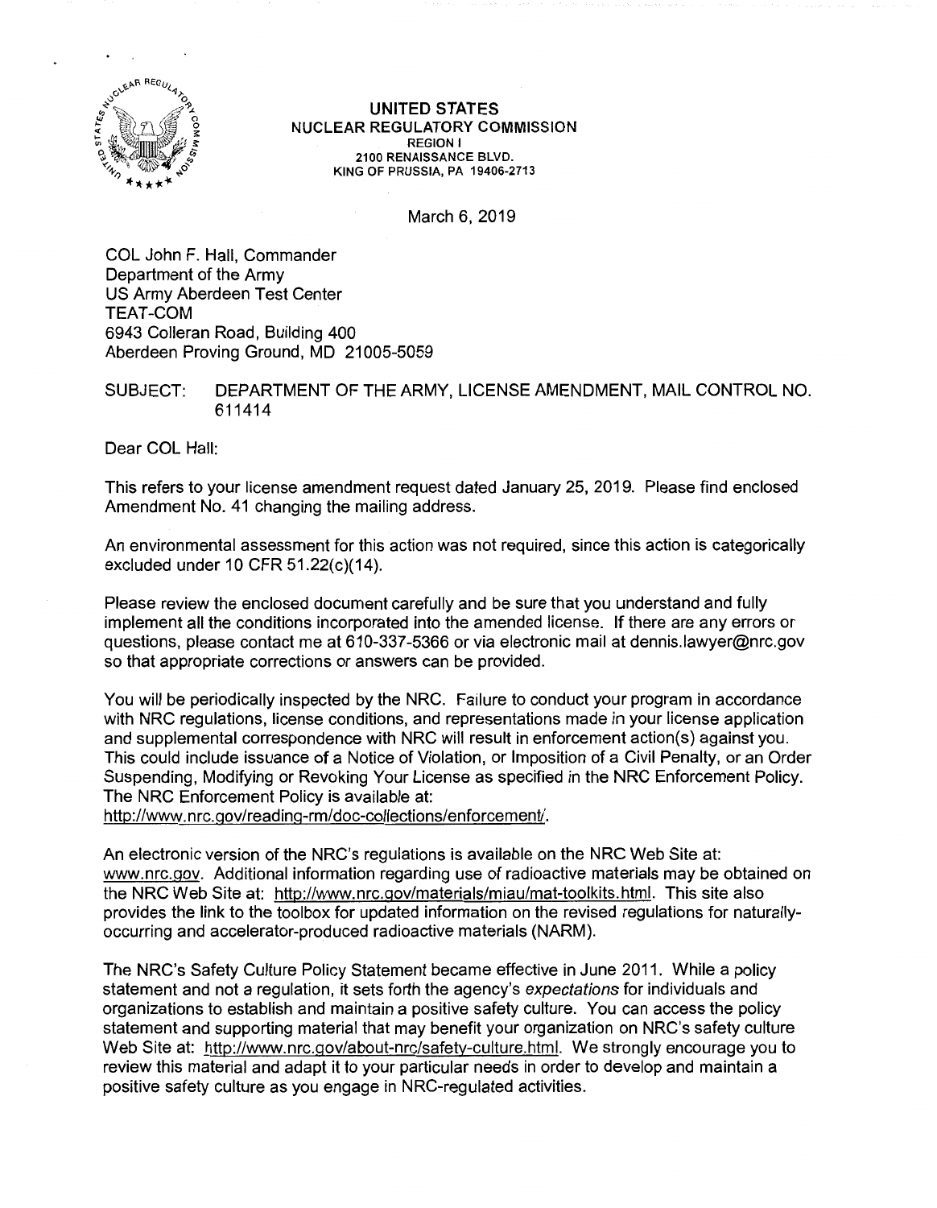# UNITED STATES
## NUCLEAR REGULATORY COMMISSION

REGION I
2100 RENAISSANCE BLVD.
KING OF PRUSSIA, PA 19406-2713

March 6, 2019

COL John F. Hall, Commander
Department of the Army
US Army Aberdeen Test Center
TEAT-COM
6943 Colleran Road, Building 400
Aberdeen Proving Ground, MD 21005-5059

SUBJECT: DEPARTMENT OF THE ARMY, LICENSE AMENDMENT, MAIL CONTROL NO. 611414

Dear COL Hall:

This refers to your license amendment request dated January 25, 2019. Please find enclosed Amendment No. 41 changing the mailing address.

An environmental assessment for this action was not required, since this action is categorically excluded under 10 CFR 51.22(c)(14).

Please review the enclosed document carefully and be sure that you understand and fully implement all the conditions incorporated into the amended license. If there are any errors or questions, please contact me at 610-337-5366 or via electronic mail at dennis.lawyer@nrc.gov so that appropriate corrections or answers can be provided.

You will be periodically inspected by the NRC. Failure to conduct your program in accordance with NRC regulations, license conditions, and representations made in your license application and supplemental correspondence with NRC will result in enforcement action(s) against you. This could include issuance of a Notice of Violation, or Imposition of a Civil Penalty, or an Order Suspending, Modifying or Revoking Your License as specified in the NRC Enforcement Policy. The NRC Enforcement Policy is available at:
http://www.nrc.gov/reading-rm/doc-collections/enforcement/.

An electronic version of the NRC's regulations is available on the NRC Web Site at: www.nrc.gov. Additional information regarding use of radioactive materials may be obtained on the NRC Web Site at: http://www.nrc.gov/materials/miau/mat-toolkits.html. This site also provides the link to the toolbox for updated information on the revised regulations for naturally-occurring and accelerator-produced radioactive materials (NARM).

The NRC's Safety Culture Policy Statement became effective in June 2011. While a policy statement and not a regulation, it sets forth the agency's *expectations* for individuals and organizations to establish and maintain a positive safety culture. You can access the policy statement and supporting material that may benefit your organization on NRC's safety culture Web Site at: http://www.nrc.gov/about-nrc/safety-culture.html. We strongly encourage you to review this material and adapt it to your particular needs in order to develop and maintain a positive safety culture as you engage in NRC-regulated activities.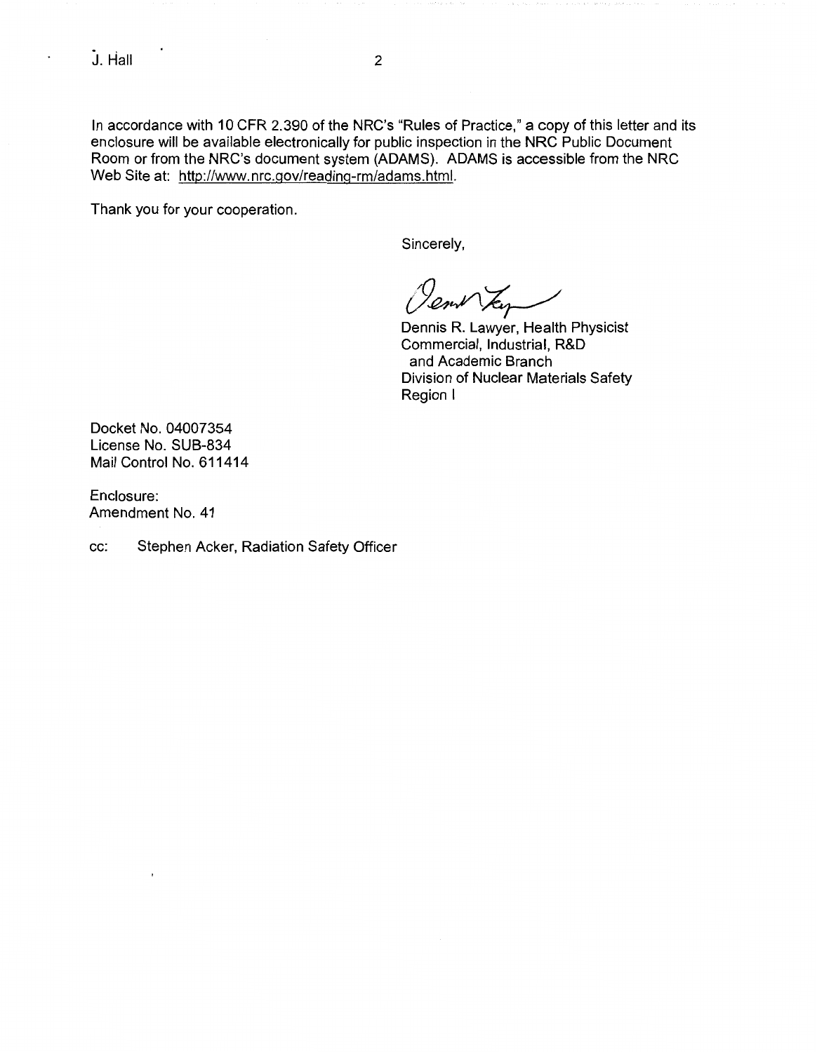In accordance with 10 CFR 2.390 of the NRC's "Rules of Practice," a copy of this letter and its enclosure will be available electronically for public inspection in the NRC Public Document Room or from the NRC's document system (ADAMS). ADAMS is accessible from the NRC Web Site at: http://www.nrc.gov/reading-rm/adams.html.

Thank you for your cooperation.

Sincerely,

Dennis R. Lawyer, Health Physicist
Commercial, Industrial, R&D
and Academic Branch
Division of Nuclear Materials Safety
Region I

Docket No. 04007354
License No. SUB-834
Mail Control No. 611414

Enclosure:
Amendment No. 41

cc: Stephen Acker, Radiation Safety Officer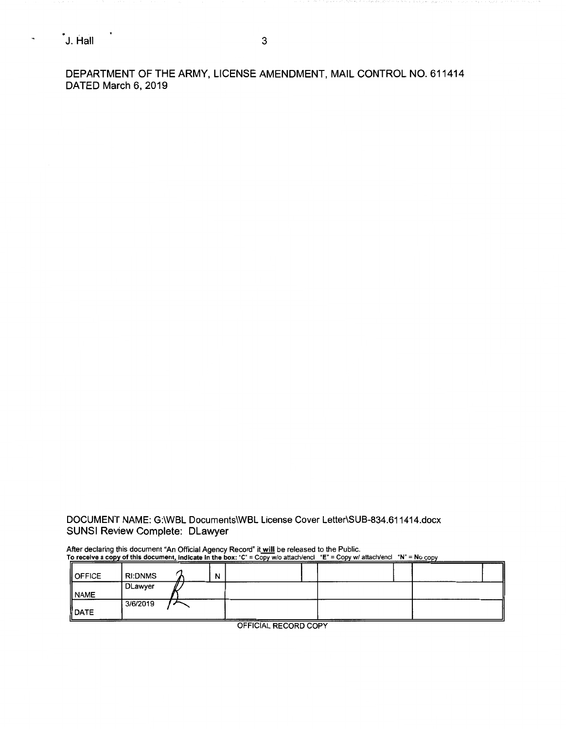DEPARTMENT OF THE ARMY, LICENSE AMENDMENT, MAIL CONTROL NO. 611414
DATED March 6, 2019

DOCUMENT NAME: G:\WBL Documents\WBL License Cover Letter\SUB-834.611414.docx
SUNSI Review Complete: DLawyer

After declaring this document "An Official Agency Record" it **will** be released to the Public.
**To receive a copy of this document, indicate in the box:** "C" = Copy w/o attach/encl "E" = Copy w/ attach/encl "N" = No copy

| | | | | | | | | |
|---|---|---|---|---|---|---|---|---|
| OFFICE | RI:DNMS | N | | | | | | |
| NAME | DLawyer | | | | | | | |
| DATE | 3/6/2019 | | | | | | | |

OFFICIAL RECORD COPY